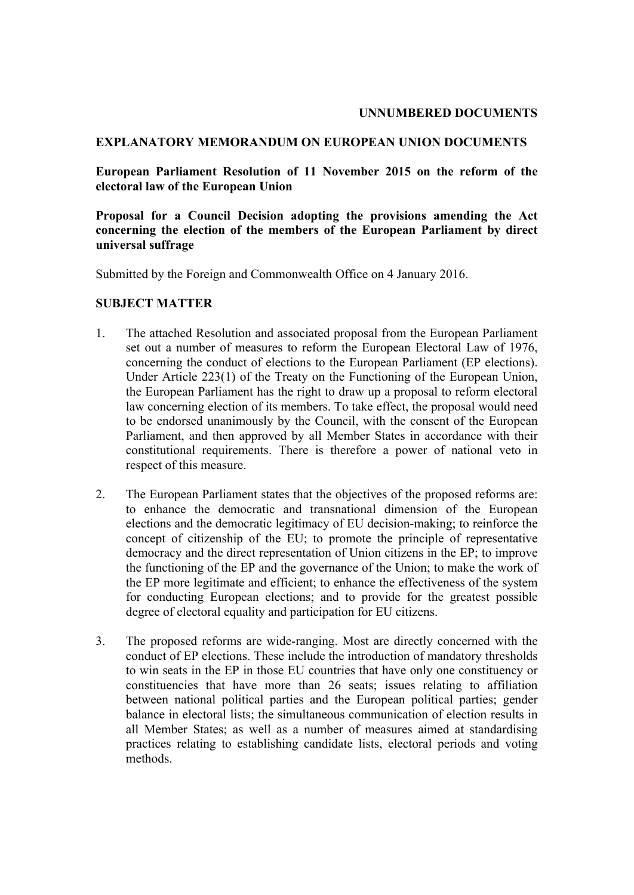**UNNUMBERED DOCUMENTS**

**EXPLANATORY MEMORANDUM ON EUROPEAN UNION DOCUMENTS**

**European Parliament Resolution of 11 November 2015 on the reform of the electoral law of the European Union**

**Proposal for a Council Decision adopting the provisions amending the Act concerning the election of the members of the European Parliament by direct universal suffrage**

Submitted by the Foreign and Commonwealth Office on 4 January 2016.

**SUBJECT MATTER**

1. The attached Resolution and associated proposal from the European Parliament set out a number of measures to reform the European Electoral Law of 1976, concerning the conduct of elections to the European Parliament (EP elections). Under Article 223(1) of the Treaty on the Functioning of the European Union, the European Parliament has the right to draw up a proposal to reform electoral law concerning election of its members. To take effect, the proposal would need to be endorsed unanimously by the Council, with the consent of the European Parliament, and then approved by all Member States in accordance with their constitutional requirements. There is therefore a power of national veto in respect of this measure.

2. The European Parliament states that the objectives of the proposed reforms are: to enhance the democratic and transnational dimension of the European elections and the democratic legitimacy of EU decision-making; to reinforce the concept of citizenship of the EU; to promote the principle of representative democracy and the direct representation of Union citizens in the EP; to improve the functioning of the EP and the governance of the Union; to make the work of the EP more legitimate and efficient; to enhance the effectiveness of the system for conducting European elections; and to provide for the greatest possible degree of electoral equality and participation for EU citizens.

3. The proposed reforms are wide-ranging. Most are directly concerned with the conduct of EP elections. These include the introduction of mandatory thresholds to win seats in the EP in those EU countries that have only one constituency or constituencies that have more than 26 seats; issues relating to affiliation between national political parties and the European political parties; gender balance in electoral lists; the simultaneous communication of election results in all Member States; as well as a number of measures aimed at standardising practices relating to establishing candidate lists, electoral periods and voting methods.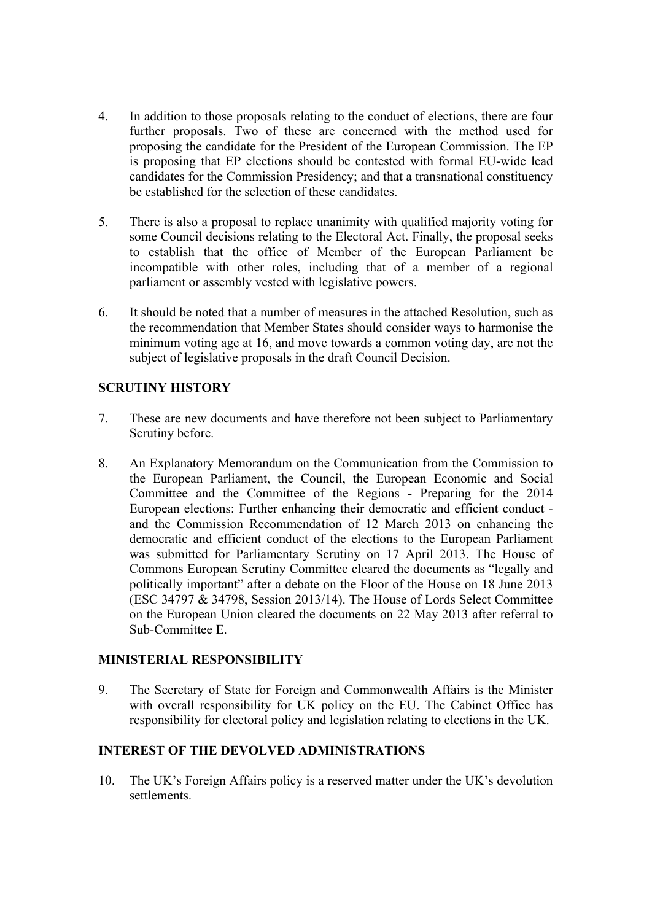4. In addition to those proposals relating to the conduct of elections, there are four further proposals. Two of these are concerned with the method used for proposing the candidate for the President of the European Commission. The EP is proposing that EP elections should be contested with formal EU-wide lead candidates for the Commission Presidency; and that a transnational constituency be established for the selection of these candidates.

5. There is also a proposal to replace unanimity with qualified majority voting for some Council decisions relating to the Electoral Act. Finally, the proposal seeks to establish that the office of Member of the European Parliament be incompatible with other roles, including that of a member of a regional parliament or assembly vested with legislative powers.

6. It should be noted that a number of measures in the attached Resolution, such as the recommendation that Member States should consider ways to harmonise the minimum voting age at 16, and move towards a common voting day, are not the subject of legislative proposals in the draft Council Decision.

## SCRUTINY HISTORY

7. These are new documents and have therefore not been subject to Parliamentary Scrutiny before.

8. An Explanatory Memorandum on the Communication from the Commission to the European Parliament, the Council, the European Economic and Social Committee and the Committee of the Regions - Preparing for the 2014 European elections: Further enhancing their democratic and efficient conduct - and the Commission Recommendation of 12 March 2013 on enhancing the democratic and efficient conduct of the elections to the European Parliament was submitted for Parliamentary Scrutiny on 17 April 2013. The House of Commons European Scrutiny Committee cleared the documents as "legally and politically important" after a debate on the Floor of the House on 18 June 2013 (ESC 34797 & 34798, Session 2013/14). The House of Lords Select Committee on the European Union cleared the documents on 22 May 2013 after referral to Sub-Committee E.

## MINISTERIAL RESPONSIBILITY

9. The Secretary of State for Foreign and Commonwealth Affairs is the Minister with overall responsibility for UK policy on the EU. The Cabinet Office has responsibility for electoral policy and legislation relating to elections in the UK.

## INTEREST OF THE DEVOLVED ADMINISTRATIONS

10. The UK's Foreign Affairs policy is a reserved matter under the UK's devolution settlements.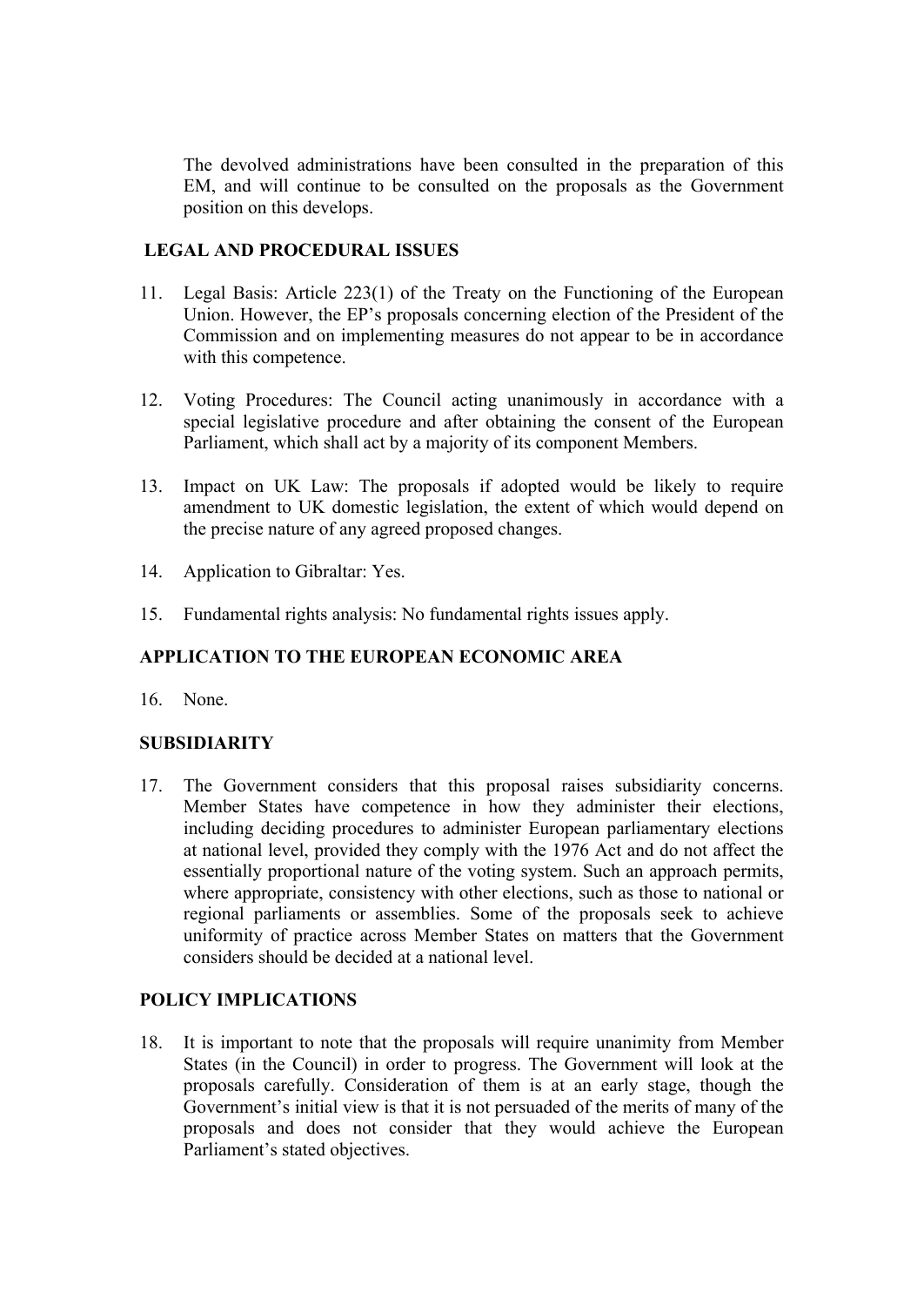The devolved administrations have been consulted in the preparation of this EM, and will continue to be consulted on the proposals as the Government position on this develops.

## LEGAL AND PROCEDURAL ISSUES

11. Legal Basis: Article 223(1) of the Treaty on the Functioning of the European Union. However, the EP's proposals concerning election of the President of the Commission and on implementing measures do not appear to be in accordance with this competence.

12. Voting Procedures: The Council acting unanimously in accordance with a special legislative procedure and after obtaining the consent of the European Parliament, which shall act by a majority of its component Members.

13. Impact on UK Law: The proposals if adopted would be likely to require amendment to UK domestic legislation, the extent of which would depend on the precise nature of any agreed proposed changes.

14. Application to Gibraltar: Yes.

15. Fundamental rights analysis: No fundamental rights issues apply.

## APPLICATION TO THE EUROPEAN ECONOMIC AREA

16. None.

## SUBSIDIARITY

17. The Government considers that this proposal raises subsidiarity concerns. Member States have competence in how they administer their elections, including deciding procedures to administer European parliamentary elections at national level, provided they comply with the 1976 Act and do not affect the essentially proportional nature of the voting system. Such an approach permits, where appropriate, consistency with other elections, such as those to national or regional parliaments or assemblies. Some of the proposals seek to achieve uniformity of practice across Member States on matters that the Government considers should be decided at a national level.

## POLICY IMPLICATIONS

18. It is important to note that the proposals will require unanimity from Member States (in the Council) in order to progress. The Government will look at the proposals carefully. Consideration of them is at an early stage, though the Government's initial view is that it is not persuaded of the merits of many of the proposals and does not consider that they would achieve the European Parliament's stated objectives.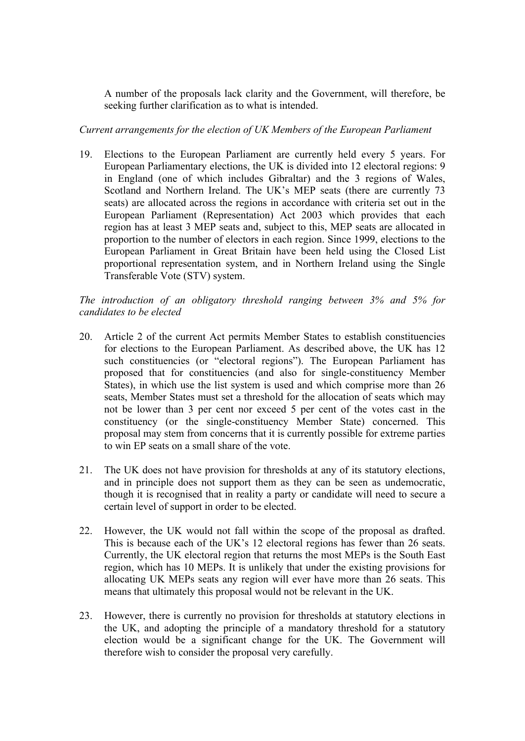A number of the proposals lack clarity and the Government, will therefore, be seeking further clarification as to what is intended.

*Current arrangements for the election of UK Members of the European Parliament*

19. Elections to the European Parliament are currently held every 5 years. For European Parliamentary elections, the UK is divided into 12 electoral regions: 9 in England (one of which includes Gibraltar) and the 3 regions of Wales, Scotland and Northern Ireland. The UK's MEP seats (there are currently 73 seats) are allocated across the regions in accordance with criteria set out in the European Parliament (Representation) Act 2003 which provides that each region has at least 3 MEP seats and, subject to this, MEP seats are allocated in proportion to the number of electors in each region. Since 1999, elections to the European Parliament in Great Britain have been held using the Closed List proportional representation system, and in Northern Ireland using the Single Transferable Vote (STV) system.

*The introduction of an obligatory threshold ranging between 3% and 5% for candidates to be elected*

20. Article 2 of the current Act permits Member States to establish constituencies for elections to the European Parliament. As described above, the UK has 12 such constituencies (or "electoral regions"). The European Parliament has proposed that for constituencies (and also for single-constituency Member States), in which use the list system is used and which comprise more than 26 seats, Member States must set a threshold for the allocation of seats which may not be lower than 3 per cent nor exceed 5 per cent of the votes cast in the constituency (or the single-constituency Member State) concerned. This proposal may stem from concerns that it is currently possible for extreme parties to win EP seats on a small share of the vote.

21. The UK does not have provision for thresholds at any of its statutory elections, and in principle does not support them as they can be seen as undemocratic, though it is recognised that in reality a party or candidate will need to secure a certain level of support in order to be elected.

22. However, the UK would not fall within the scope of the proposal as drafted. This is because each of the UK's 12 electoral regions has fewer than 26 seats. Currently, the UK electoral region that returns the most MEPs is the South East region, which has 10 MEPs. It is unlikely that under the existing provisions for allocating UK MEPs seats any region will ever have more than 26 seats. This means that ultimately this proposal would not be relevant in the UK.

23. However, there is currently no provision for thresholds at statutory elections in the UK, and adopting the principle of a mandatory threshold for a statutory election would be a significant change for the UK. The Government will therefore wish to consider the proposal very carefully.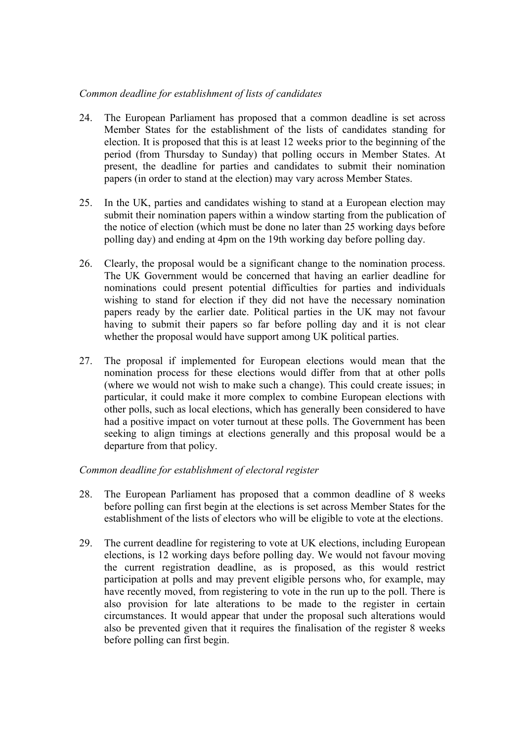*Common deadline for establishment of lists of candidates*

24. The European Parliament has proposed that a common deadline is set across Member States for the establishment of the lists of candidates standing for election. It is proposed that this is at least 12 weeks prior to the beginning of the period (from Thursday to Sunday) that polling occurs in Member States. At present, the deadline for parties and candidates to submit their nomination papers (in order to stand at the election) may vary across Member States.

25. In the UK, parties and candidates wishing to stand at a European election may submit their nomination papers within a window starting from the publication of the notice of election (which must be done no later than 25 working days before polling day) and ending at 4pm on the 19th working day before polling day.

26. Clearly, the proposal would be a significant change to the nomination process. The UK Government would be concerned that having an earlier deadline for nominations could present potential difficulties for parties and individuals wishing to stand for election if they did not have the necessary nomination papers ready by the earlier date. Political parties in the UK may not favour having to submit their papers so far before polling day and it is not clear whether the proposal would have support among UK political parties.

27. The proposal if implemented for European elections would mean that the nomination process for these elections would differ from that at other polls (where we would not wish to make such a change). This could create issues; in particular, it could make it more complex to combine European elections with other polls, such as local elections, which has generally been considered to have had a positive impact on voter turnout at these polls. The Government has been seeking to align timings at elections generally and this proposal would be a departure from that policy.

*Common deadline for establishment of electoral register*

28. The European Parliament has proposed that a common deadline of 8 weeks before polling can first begin at the elections is set across Member States for the establishment of the lists of electors who will be eligible to vote at the elections.

29. The current deadline for registering to vote at UK elections, including European elections, is 12 working days before polling day. We would not favour moving the current registration deadline, as is proposed, as this would restrict participation at polls and may prevent eligible persons who, for example, may have recently moved, from registering to vote in the run up to the poll. There is also provision for late alterations to be made to the register in certain circumstances. It would appear that under the proposal such alterations would also be prevented given that it requires the finalisation of the register 8 weeks before polling can first begin.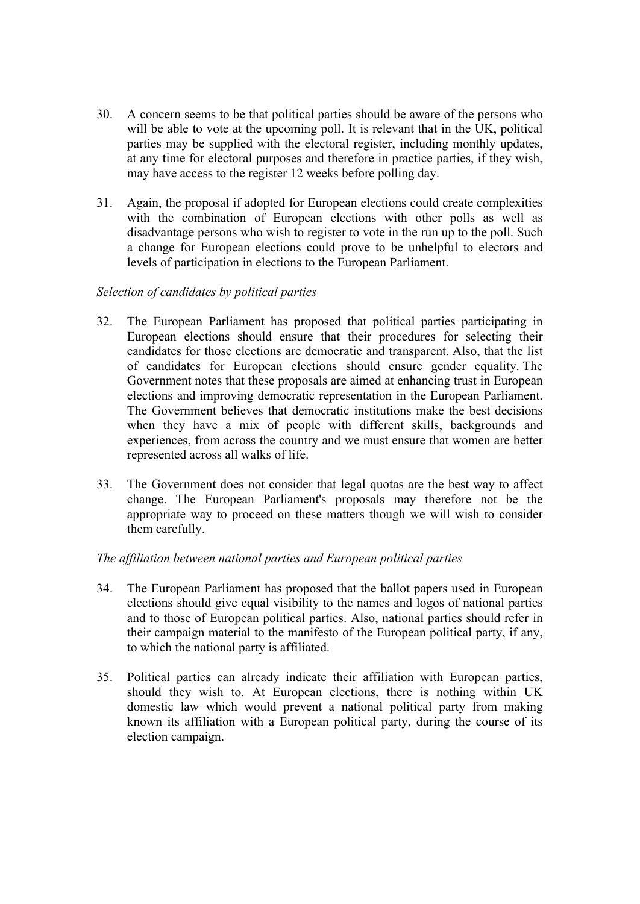30. A concern seems to be that political parties should be aware of the persons who will be able to vote at the upcoming poll. It is relevant that in the UK, political parties may be supplied with the electoral register, including monthly updates, at any time for electoral purposes and therefore in practice parties, if they wish, may have access to the register 12 weeks before polling day.

31. Again, the proposal if adopted for European elections could create complexities with the combination of European elections with other polls as well as disadvantage persons who wish to register to vote in the run up to the poll. Such a change for European elections could prove to be unhelpful to electors and levels of participation in elections to the European Parliament.

*Selection of candidates by political parties*

32. The European Parliament has proposed that political parties participating in European elections should ensure that their procedures for selecting their candidates for those elections are democratic and transparent. Also, that the list of candidates for European elections should ensure gender equality. The Government notes that these proposals are aimed at enhancing trust in European elections and improving democratic representation in the European Parliament. The Government believes that democratic institutions make the best decisions when they have a mix of people with different skills, backgrounds and experiences, from across the country and we must ensure that women are better represented across all walks of life.

33. The Government does not consider that legal quotas are the best way to affect change. The European Parliament's proposals may therefore not be the appropriate way to proceed on these matters though we will wish to consider them carefully.

*The affiliation between national parties and European political parties*

34. The European Parliament has proposed that the ballot papers used in European elections should give equal visibility to the names and logos of national parties and to those of European political parties. Also, national parties should refer in their campaign material to the manifesto of the European political party, if any, to which the national party is affiliated.

35. Political parties can already indicate their affiliation with European parties, should they wish to. At European elections, there is nothing within UK domestic law which would prevent a national political party from making known its affiliation with a European political party, during the course of its election campaign.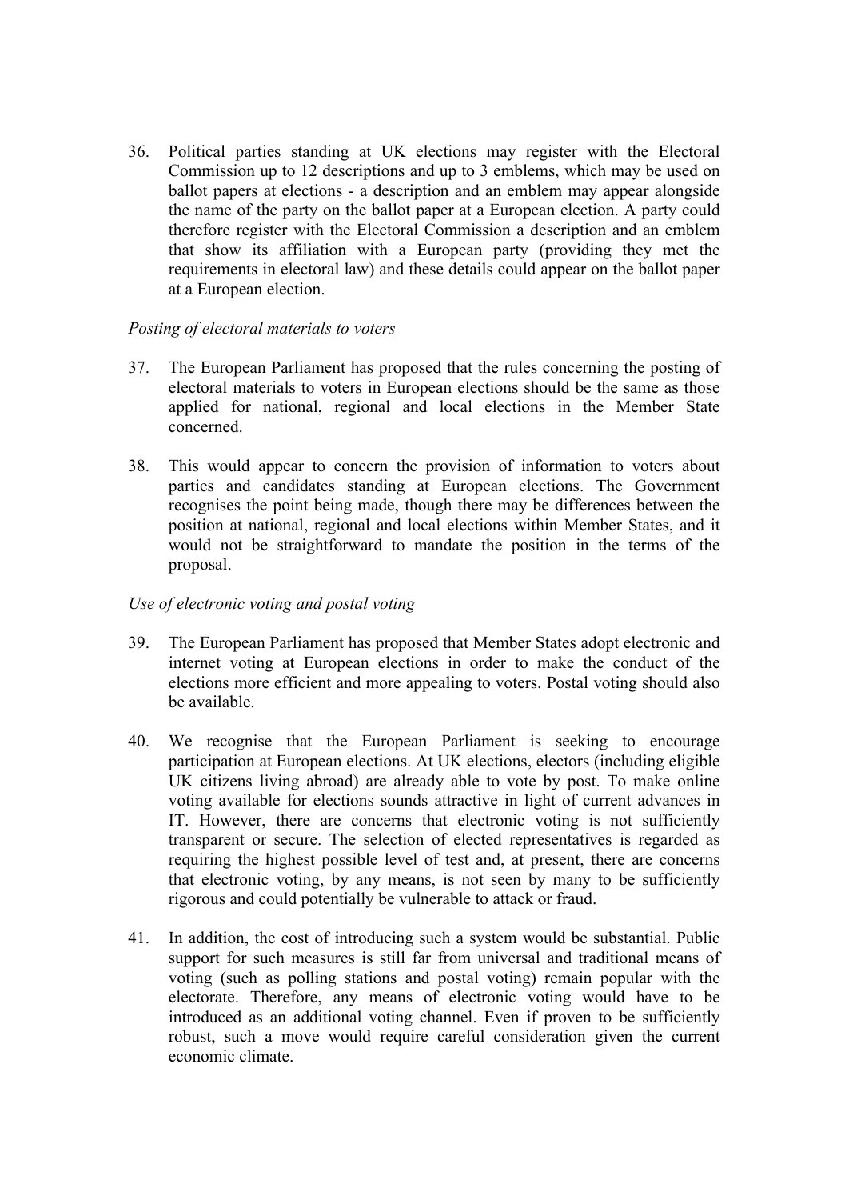36. Political parties standing at UK elections may register with the Electoral Commission up to 12 descriptions and up to 3 emblems, which may be used on ballot papers at elections - a description and an emblem may appear alongside the name of the party on the ballot paper at a European election. A party could therefore register with the Electoral Commission a description and an emblem that show its affiliation with a European party (providing they met the requirements in electoral law) and these details could appear on the ballot paper at a European election.

*Posting of electoral materials to voters*

37. The European Parliament has proposed that the rules concerning the posting of electoral materials to voters in European elections should be the same as those applied for national, regional and local elections in the Member State concerned.

38. This would appear to concern the provision of information to voters about parties and candidates standing at European elections. The Government recognises the point being made, though there may be differences between the position at national, regional and local elections within Member States, and it would not be straightforward to mandate the position in the terms of the proposal.

*Use of electronic voting and postal voting*

39. The European Parliament has proposed that Member States adopt electronic and internet voting at European elections in order to make the conduct of the elections more efficient and more appealing to voters. Postal voting should also be available.

40. We recognise that the European Parliament is seeking to encourage participation at European elections. At UK elections, electors (including eligible UK citizens living abroad) are already able to vote by post. To make online voting available for elections sounds attractive in light of current advances in IT. However, there are concerns that electronic voting is not sufficiently transparent or secure. The selection of elected representatives is regarded as requiring the highest possible level of test and, at present, there are concerns that electronic voting, by any means, is not seen by many to be sufficiently rigorous and could potentially be vulnerable to attack or fraud.

41. In addition, the cost of introducing such a system would be substantial. Public support for such measures is still far from universal and traditional means of voting (such as polling stations and postal voting) remain popular with the electorate. Therefore, any means of electronic voting would have to be introduced as an additional voting channel. Even if proven to be sufficiently robust, such a move would require careful consideration given the current economic climate.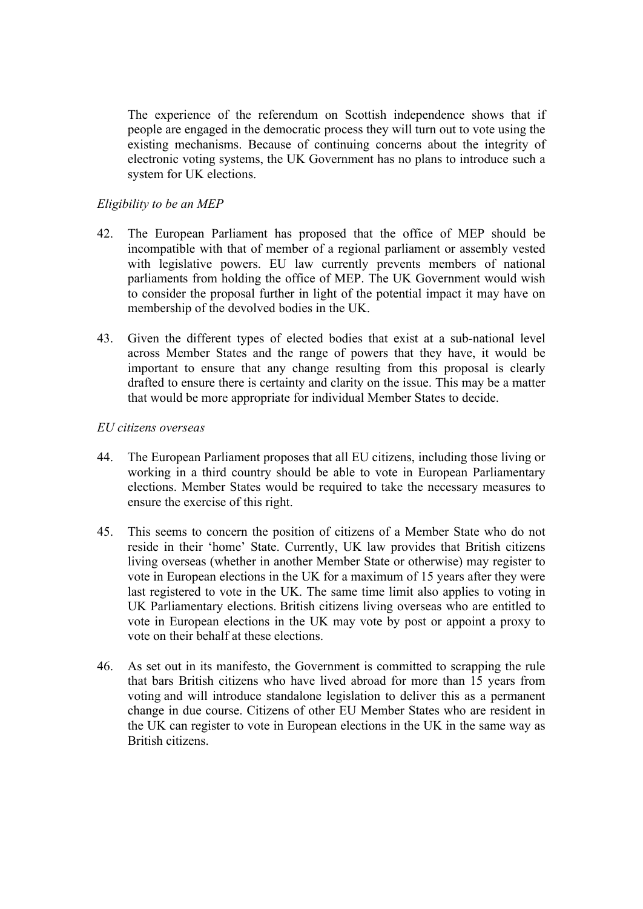The experience of the referendum on Scottish independence shows that if people are engaged in the democratic process they will turn out to vote using the existing mechanisms. Because of continuing concerns about the integrity of electronic voting systems, the UK Government has no plans to introduce such a system for UK elections.

*Eligibility to be an MEP*

42. The European Parliament has proposed that the office of MEP should be incompatible with that of member of a regional parliament or assembly vested with legislative powers. EU law currently prevents members of national parliaments from holding the office of MEP. The UK Government would wish to consider the proposal further in light of the potential impact it may have on membership of the devolved bodies in the UK.

43. Given the different types of elected bodies that exist at a sub-national level across Member States and the range of powers that they have, it would be important to ensure that any change resulting from this proposal is clearly drafted to ensure there is certainty and clarity on the issue. This may be a matter that would be more appropriate for individual Member States to decide.

*EU citizens overseas*

44. The European Parliament proposes that all EU citizens, including those living or working in a third country should be able to vote in European Parliamentary elections. Member States would be required to take the necessary measures to ensure the exercise of this right.

45. This seems to concern the position of citizens of a Member State who do not reside in their 'home' State. Currently, UK law provides that British citizens living overseas (whether in another Member State or otherwise) may register to vote in European elections in the UK for a maximum of 15 years after they were last registered to vote in the UK. The same time limit also applies to voting in UK Parliamentary elections. British citizens living overseas who are entitled to vote in European elections in the UK may vote by post or appoint a proxy to vote on their behalf at these elections.

46. As set out in its manifesto, the Government is committed to scrapping the rule that bars British citizens who have lived abroad for more than 15 years from voting and will introduce standalone legislation to deliver this as a permanent change in due course. Citizens of other EU Member States who are resident in the UK can register to vote in European elections in the UK in the same way as British citizens.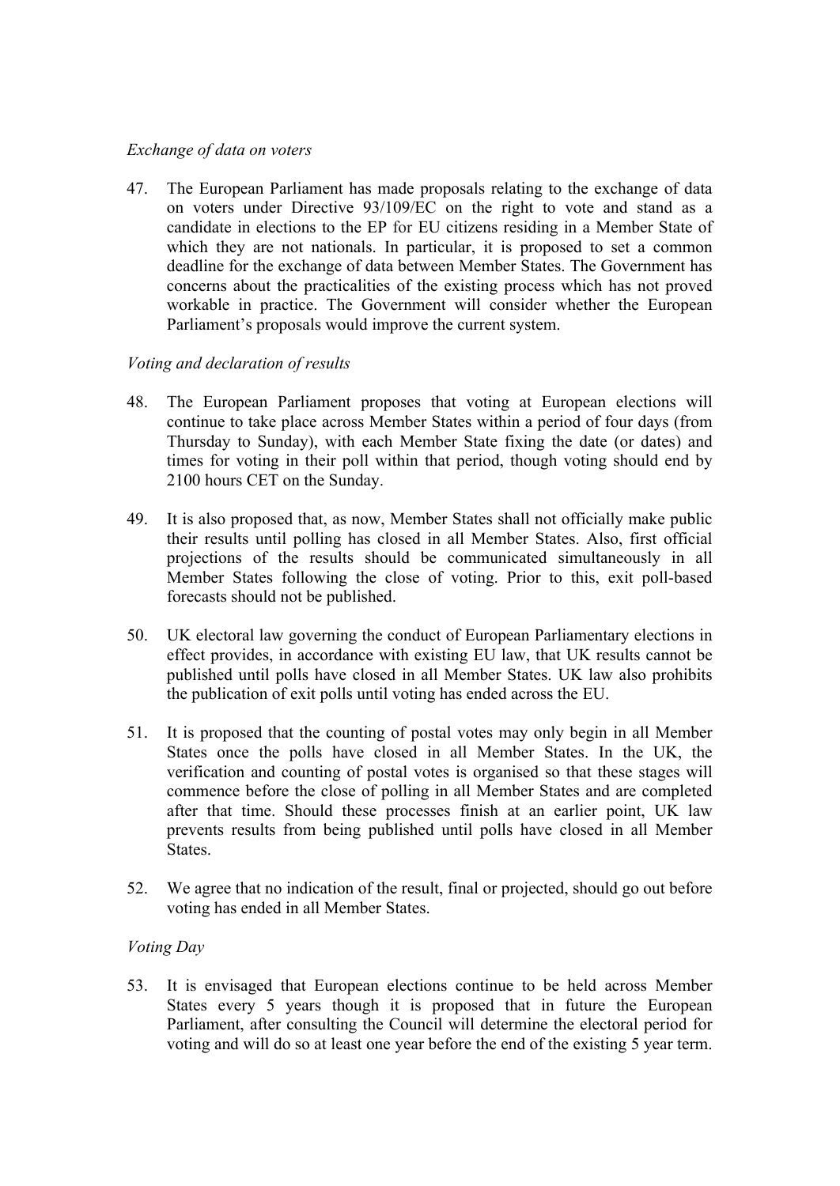*Exchange of data on voters*

47. The European Parliament has made proposals relating to the exchange of data on voters under Directive 93/109/EC on the right to vote and stand as a candidate in elections to the EP for EU citizens residing in a Member State of which they are not nationals. In particular, it is proposed to set a common deadline for the exchange of data between Member States. The Government has concerns about the practicalities of the existing process which has not proved workable in practice. The Government will consider whether the European Parliament's proposals would improve the current system.

*Voting and declaration of results*

48. The European Parliament proposes that voting at European elections will continue to take place across Member States within a period of four days (from Thursday to Sunday), with each Member State fixing the date (or dates) and times for voting in their poll within that period, though voting should end by 2100 hours CET on the Sunday.

49. It is also proposed that, as now, Member States shall not officially make public their results until polling has closed in all Member States. Also, first official projections of the results should be communicated simultaneously in all Member States following the close of voting. Prior to this, exit poll-based forecasts should not be published.

50. UK electoral law governing the conduct of European Parliamentary elections in effect provides, in accordance with existing EU law, that UK results cannot be published until polls have closed in all Member States. UK law also prohibits the publication of exit polls until voting has ended across the EU.

51. It is proposed that the counting of postal votes may only begin in all Member States once the polls have closed in all Member States. In the UK, the verification and counting of postal votes is organised so that these stages will commence before the close of polling in all Member States and are completed after that time. Should these processes finish at an earlier point, UK law prevents results from being published until polls have closed in all Member States.

52. We agree that no indication of the result, final or projected, should go out before voting has ended in all Member States.

*Voting Day*

53. It is envisaged that European elections continue to be held across Member States every 5 years though it is proposed that in future the European Parliament, after consulting the Council will determine the electoral period for voting and will do so at least one year before the end of the existing 5 year term.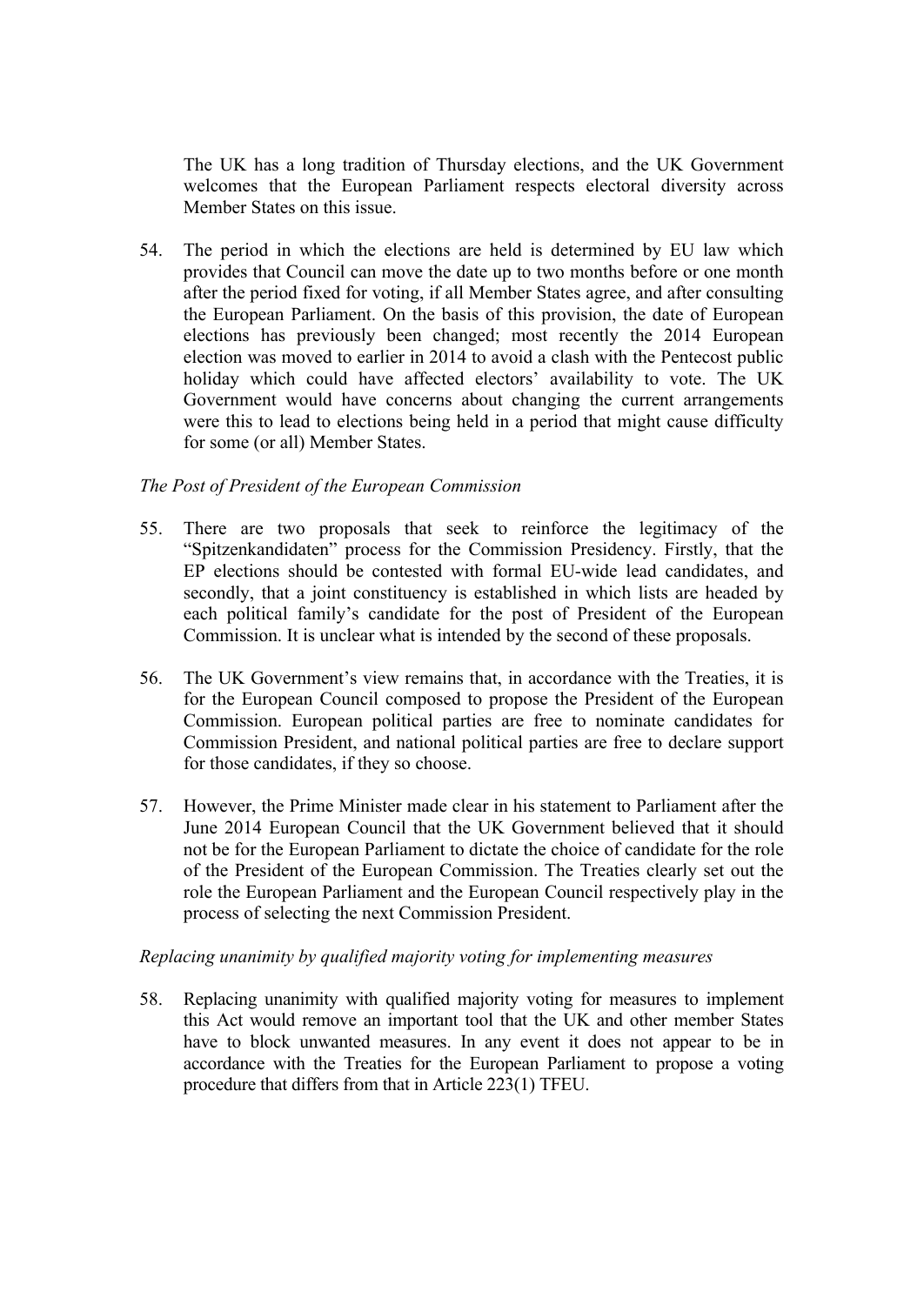The UK has a long tradition of Thursday elections, and the UK Government welcomes that the European Parliament respects electoral diversity across Member States on this issue.

54. The period in which the elections are held is determined by EU law which provides that Council can move the date up to two months before or one month after the period fixed for voting, if all Member States agree, and after consulting the European Parliament. On the basis of this provision, the date of European elections has previously been changed; most recently the 2014 European election was moved to earlier in 2014 to avoid a clash with the Pentecost public holiday which could have affected electors' availability to vote. The UK Government would have concerns about changing the current arrangements were this to lead to elections being held in a period that might cause difficulty for some (or all) Member States.

*The Post of President of the European Commission*

55. There are two proposals that seek to reinforce the legitimacy of the "Spitzenkandidaten" process for the Commission Presidency. Firstly, that the EP elections should be contested with formal EU-wide lead candidates, and secondly, that a joint constituency is established in which lists are headed by each political family's candidate for the post of President of the European Commission. It is unclear what is intended by the second of these proposals.

56. The UK Government's view remains that, in accordance with the Treaties, it is for the European Council composed to propose the President of the European Commission. European political parties are free to nominate candidates for Commission President, and national political parties are free to declare support for those candidates, if they so choose.

57. However, the Prime Minister made clear in his statement to Parliament after the June 2014 European Council that the UK Government believed that it should not be for the European Parliament to dictate the choice of candidate for the role of the President of the European Commission. The Treaties clearly set out the role the European Parliament and the European Council respectively play in the process of selecting the next Commission President.

*Replacing unanimity by qualified majority voting for implementing measures*

58. Replacing unanimity with qualified majority voting for measures to implement this Act would remove an important tool that the UK and other member States have to block unwanted measures. In any event it does not appear to be in accordance with the Treaties for the European Parliament to propose a voting procedure that differs from that in Article 223(1) TFEU.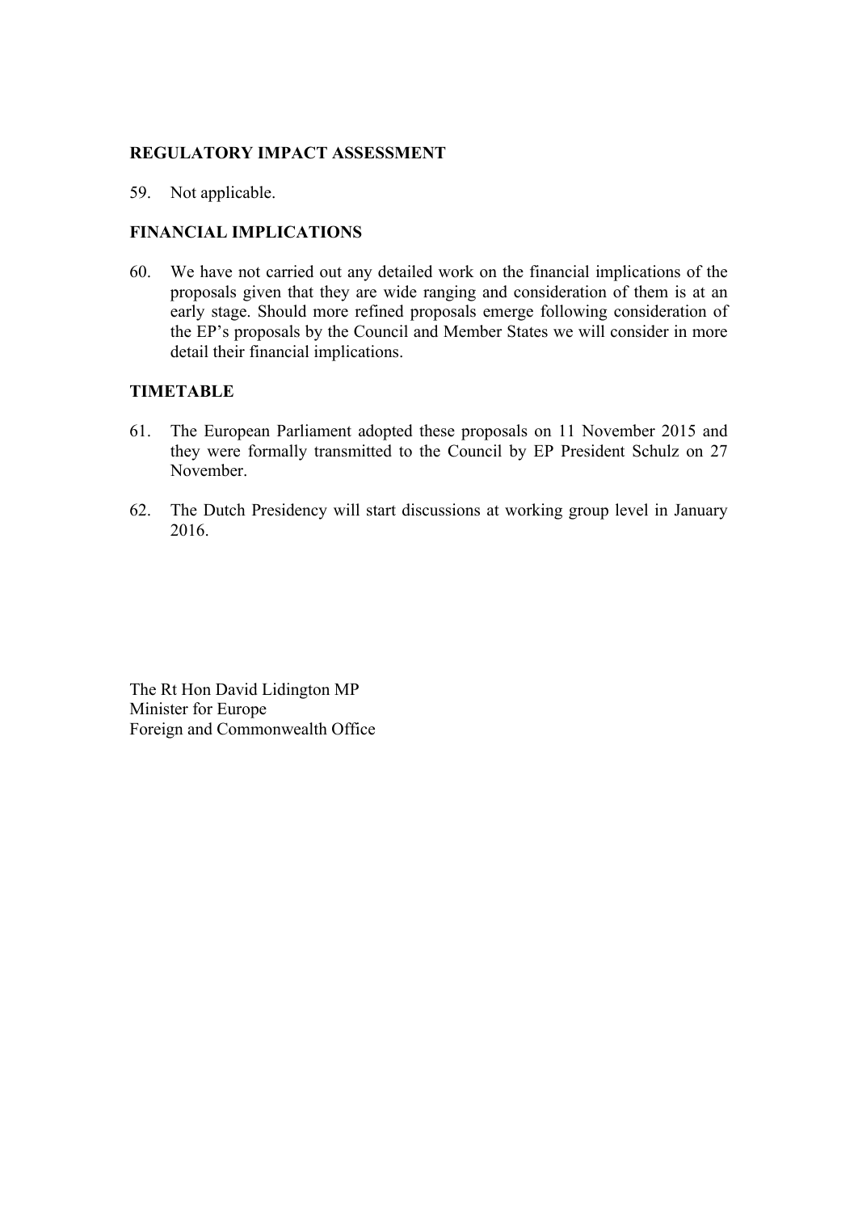**REGULATORY IMPACT ASSESSMENT**

59. Not applicable.

**FINANCIAL IMPLICATIONS**

60. We have not carried out any detailed work on the financial implications of the proposals given that they are wide ranging and consideration of them is at an early stage. Should more refined proposals emerge following consideration of the EP's proposals by the Council and Member States we will consider in more detail their financial implications.

**TIMETABLE**

61. The European Parliament adopted these proposals on 11 November 2015 and they were formally transmitted to the Council by EP President Schulz on 27 November.

62. The Dutch Presidency will start discussions at working group level in January 2016.

The Rt Hon David Lidington MP
Minister for Europe
Foreign and Commonwealth Office